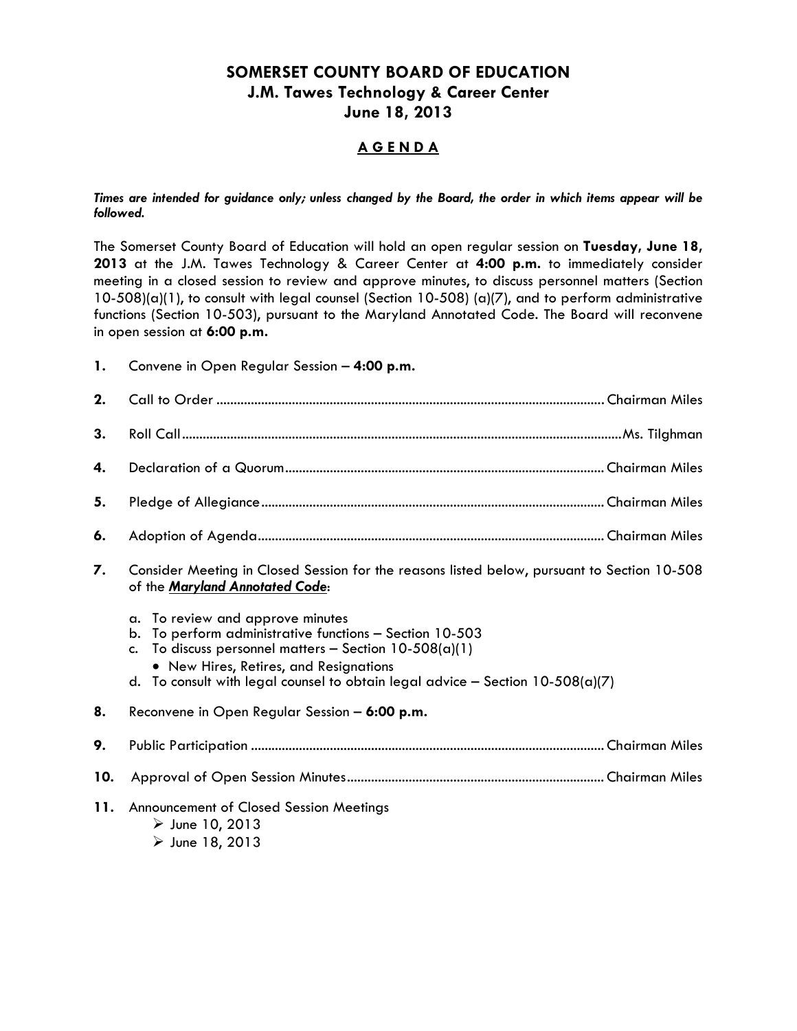# SOMERSET COUNTY BOARD OF EDUCATION
## J.M. Tawes Technology & Career Center
## June 18, 2013

### A G E N D A

***Times are intended for guidance only; unless changed by the Board, the order in which items appear will be followed.***

The Somerset County Board of Education will hold an open regular session on **Tuesday, June 18, 2013** at the J.M. Tawes Technology & Career Center at **4:00 p.m.** to immediately consider meeting in a closed session to review and approve minutes, to discuss personnel matters (Section 10-508)(a)(1), to consult with legal counsel (Section 10-508) (a)(7), and to perform administrative functions (Section 10-503), pursuant to the Maryland Annotated Code. The Board will reconvene in open session at **6:00 p.m.**

**1.** Convene in Open Regular Session – **4:00 p.m.**

**2.** Call to Order ........................................ Chairman Miles

**3.** Roll Call ........................................ Ms. Tilghman

**4.** Declaration of a Quorum ........................................ Chairman Miles

**5.** Pledge of Allegiance ........................................ Chairman Miles

**6.** Adoption of Agenda ........................................ Chairman Miles

**7.** Consider Meeting in Closed Session for the reasons listed below, pursuant to Section 10-508 of the ***Maryland Annotated Code***:

   a. To review and approve minutes
   b. To perform administrative functions – Section 10-503
   c. To discuss personnel matters – Section 10-508(a)(1)
      - New Hires, Retires, and Resignations
   d. To consult with legal counsel to obtain legal advice – Section 10-508(a)(7)

**8.** Reconvene in Open Regular Session – **6:00 p.m.**

**9.** Public Participation ........................................ Chairman Miles

**10.** Approval of Open Session Minutes ........................................ Chairman Miles

**11.** Announcement of Closed Session Meetings
   - June 10, 2013
   - June 18, 2013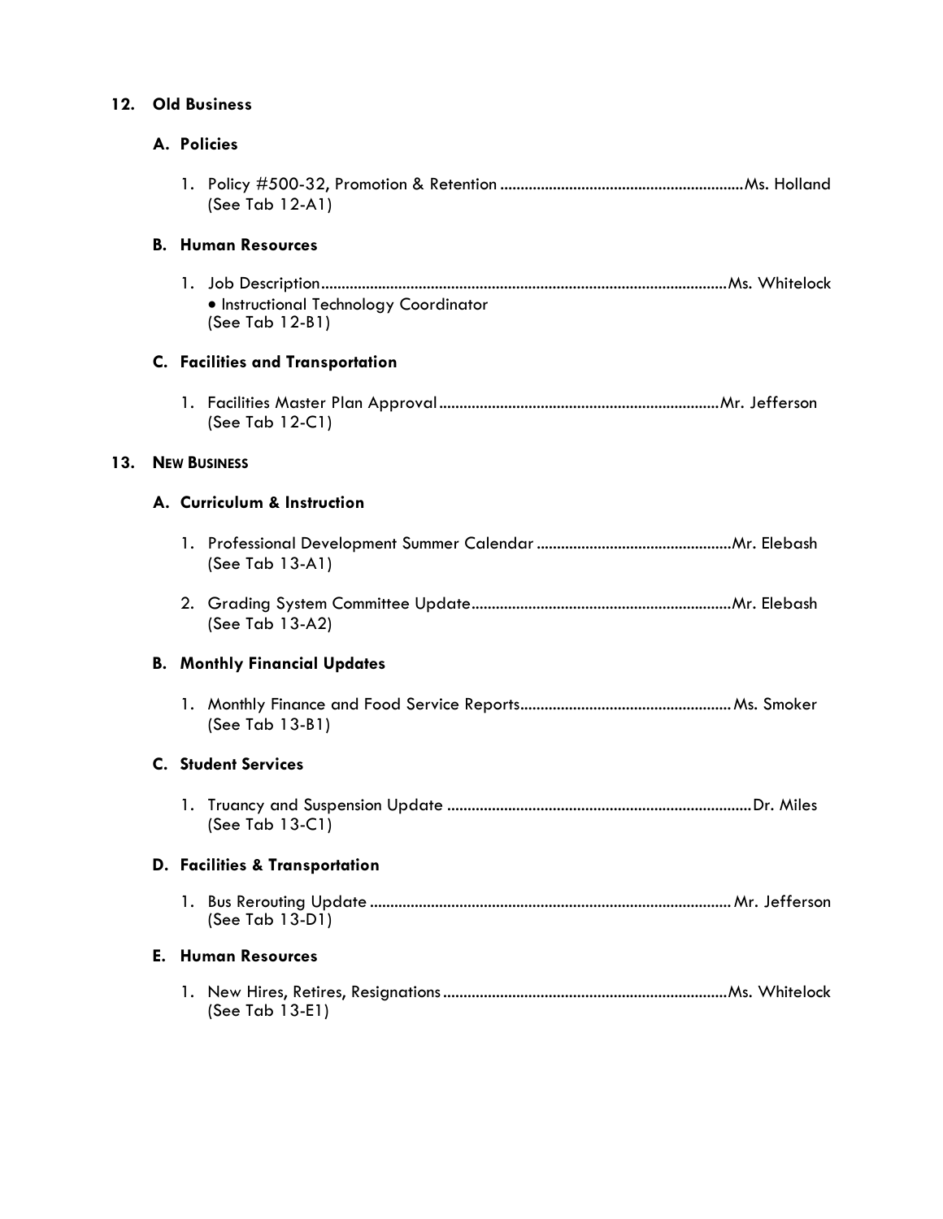## 12. Old Business

### A. Policies

1. Policy #500-32, Promotion & Retention ........................................................... Ms. Holland
   (See Tab 12-A1)

### B. Human Resources

1. Job Description .................................................................................................... Ms. Whitelock
   - Instructional Technology Coordinator

   (See Tab 12-B1)

### C. Facilities and Transportation

1. Facilities Master Plan Approval .................................................................... Mr. Jefferson
   (See Tab 12-C1)

## 13. New Business

### A. Curriculum & Instruction

1. Professional Development Summer Calendar ................................................ Mr. Elebash
   (See Tab 13-A1)

2. Grading System Committee Update ............................................................... Mr. Elebash
   (See Tab 13-A2)

### B. Monthly Financial Updates

1. Monthly Finance and Food Service Reports ................................................... Ms. Smoker
   (See Tab 13-B1)

### C. Student Services

1. Truancy and Suspension Update .......................................................................... Dr. Miles
   (See Tab 13-C1)

### D. Facilities & Transportation

1. Bus Rerouting Update ........................................................................................ Mr. Jefferson
   (See Tab 13-D1)

### E. Human Resources

1. New Hires, Retires, Resignations ..................................................................... Ms. Whitelock
   (See Tab 13-E1)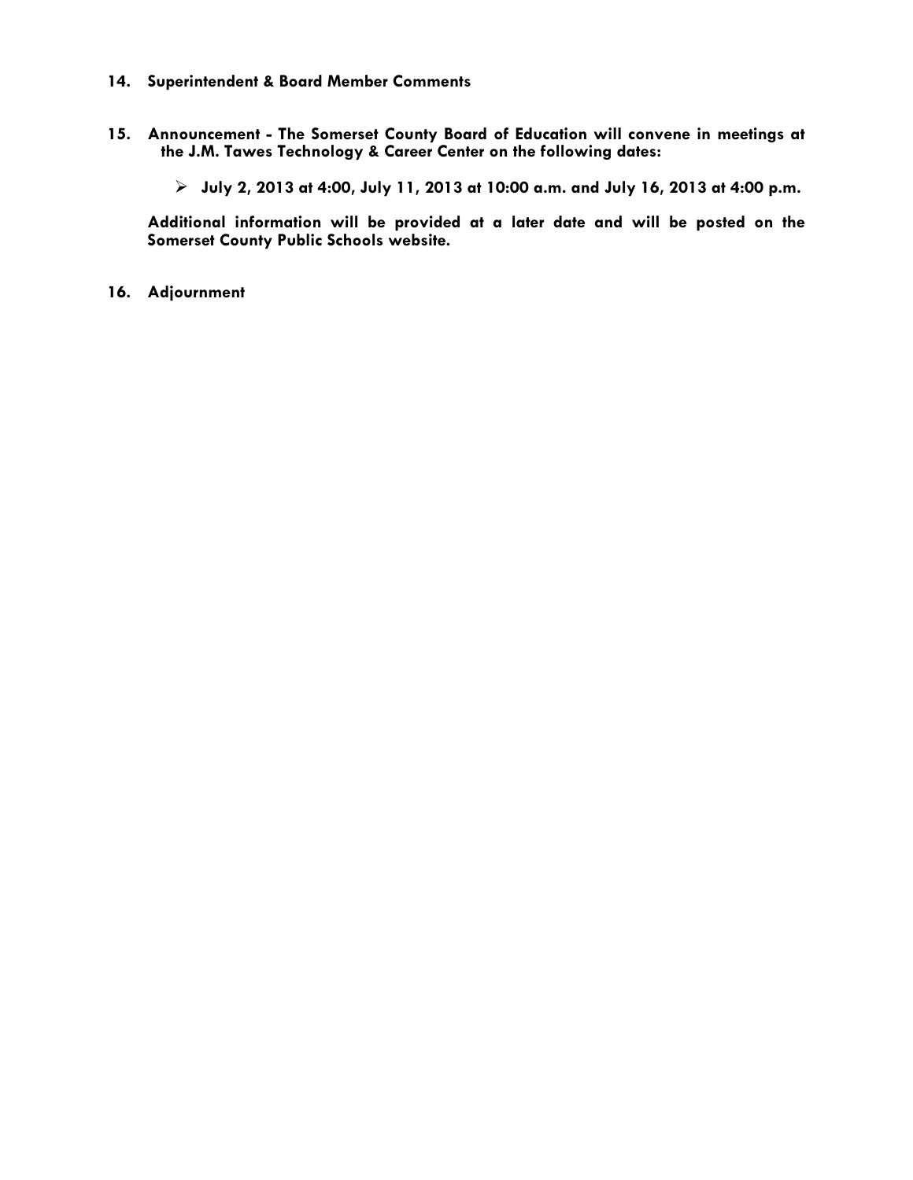**14. Superintendent & Board Member Comments**

**15. Announcement - The Somerset County Board of Education will convene in meetings at the J.M. Tawes Technology & Career Center on the following dates:**

- **July 2, 2013 at 4:00, July 11, 2013 at 10:00 a.m. and July 16, 2013 at 4:00 p.m.**

**Additional information will be provided at a later date and will be posted on the Somerset County Public Schools website.**

**16. Adjournment**